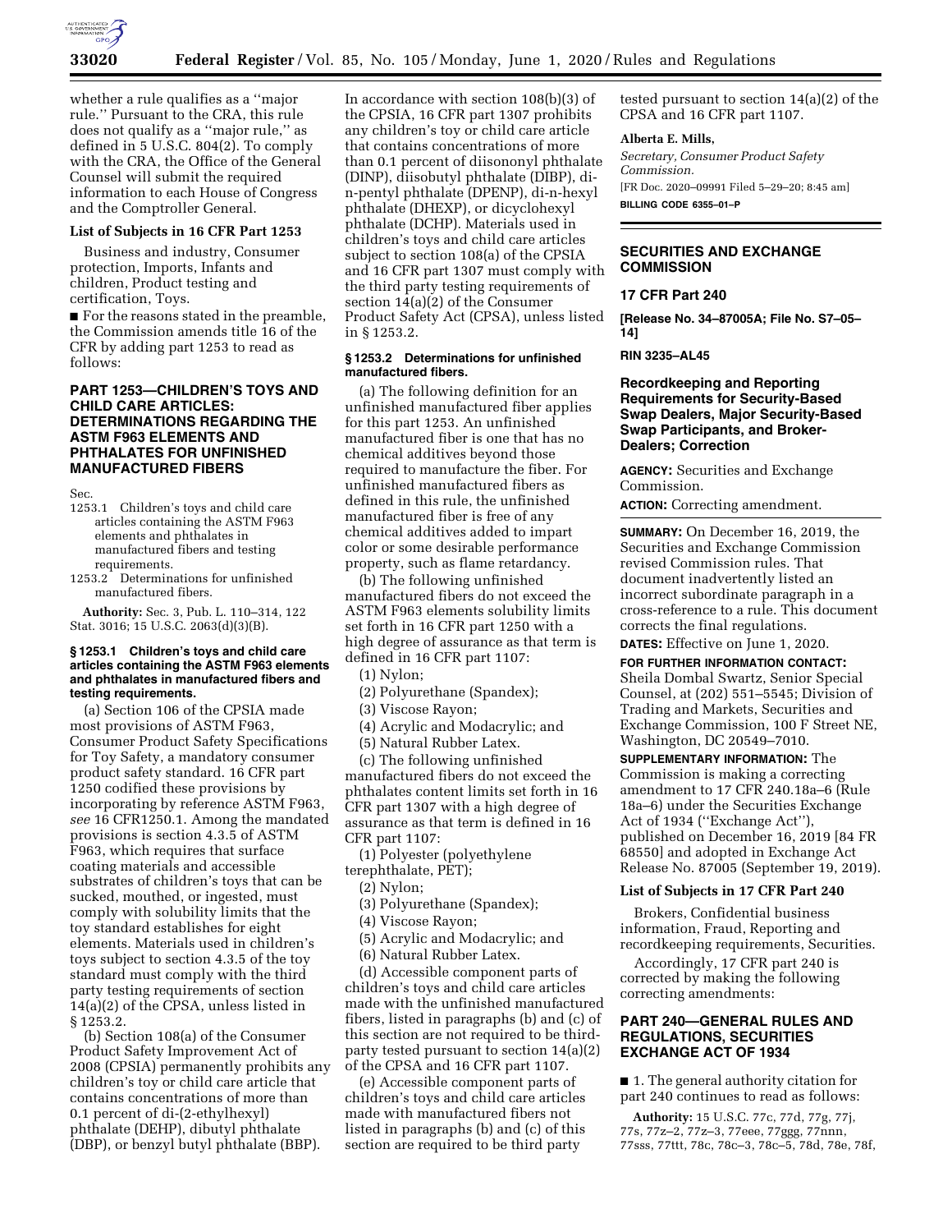whether a rule qualifies as a ''major rule.'' Pursuant to the CRA, this rule does not qualify as a ''major rule,'' as defined in 5 U.S.C. 804(2). To comply with the CRA, the Office of the General Counsel will submit the required information to each House of Congress and the Comptroller General.

**List of Subjects in 16 CFR Part 1253**

Business and industry, Consumer protection, Imports, Infants and children, Product testing and certification, Toys.

■ For the reasons stated in the preamble, the Commission amends title 16 of the CFR by adding part 1253 to read as follows:

## PART 1253—CHILDREN'S TOYS AND CHILD CARE ARTICLES: DETERMINATIONS REGARDING THE ASTM F963 ELEMENTS AND PHTHALATES FOR UNFINISHED MANUFACTURED FIBERS

Sec.
1253.1 Children's toys and child care articles containing the ASTM F963 elements and phthalates in manufactured fibers and testing requirements.
1253.2 Determinations for unfinished manufactured fibers.

**Authority:** Sec. 3, Pub. L. 110–314, 122 Stat. 3016; 15 U.S.C. 2063(d)(3)(B).

### § 1253.1 Children's toys and child care articles containing the ASTM F963 elements and phthalates in manufactured fibers and testing requirements.

(a) Section 106 of the CPSIA made most provisions of ASTM F963, Consumer Product Safety Specifications for Toy Safety, a mandatory consumer product safety standard. 16 CFR part 1250 codified these provisions by incorporating by reference ASTM F963, *see* 16 CFR1250.1. Among the mandated provisions is section 4.3.5 of ASTM F963, which requires that surface coating materials and accessible substrates of children's toys that can be sucked, mouthed, or ingested, must comply with solubility limits that the toy standard establishes for eight elements. Materials used in children's toys subject to section 4.3.5 of the toy standard must comply with the third party testing requirements of section 14(a)(2) of the CPSA, unless listed in § 1253.2.

(b) Section 108(a) of the Consumer Product Safety Improvement Act of 2008 (CPSIA) permanently prohibits any children's toy or child care article that contains concentrations of more than 0.1 percent of di-(2-ethylhexyl) phthalate (DEHP), dibutyl phthalate (DBP), or benzyl butyl phthalate (BBP). In accordance with section 108(b)(3) of the CPSIA, 16 CFR part 1307 prohibits any children's toy or child care article that contains concentrations of more than 0.1 percent of diisononyl phthalate (DINP), diisobutyl phthalate (DIBP), di-n-pentyl phthalate (DPENP), di-n-hexyl phthalate (DHEXP), or dicyclohexyl phthalate (DCHP). Materials used in children's toys and child care articles subject to section 108(a) of the CPSIA and 16 CFR part 1307 must comply with the third party testing requirements of section 14(a)(2) of the Consumer Product Safety Act (CPSA), unless listed in § 1253.2.

### § 1253.2 Determinations for unfinished manufactured fibers.

(a) The following definition for an unfinished manufactured fiber applies for this part 1253. An unfinished manufactured fiber is one that has no chemical additives beyond those required to manufacture the fiber. For unfinished manufactured fibers as defined in this rule, the unfinished manufactured fiber is free of any chemical additives added to impart color or some desirable performance property, such as flame retardancy.

(b) The following unfinished manufactured fibers do not exceed the ASTM F963 elements solubility limits set forth in 16 CFR part 1250 with a high degree of assurance as that term is defined in 16 CFR part 1107:

(1) Nylon;
(2) Polyurethane (Spandex);
(3) Viscose Rayon;
(4) Acrylic and Modacrylic; and
(5) Natural Rubber Latex.

(c) The following unfinished manufactured fibers do not exceed the phthalates content limits set forth in 16 CFR part 1307 with a high degree of assurance as that term is defined in 16 CFR part 1107:

(1) Polyester (polyethylene terephthalate, PET);
(2) Nylon;
(3) Polyurethane (Spandex);
(4) Viscose Rayon;
(5) Acrylic and Modacrylic; and
(6) Natural Rubber Latex.

(d) Accessible component parts of children's toys and child care articles made with the unfinished manufactured fibers, listed in paragraphs (b) and (c) of this section are not required to be third-party tested pursuant to section 14(a)(2) of the CPSA and 16 CFR part 1107.

(e) Accessible component parts of children's toys and child care articles made with manufactured fibers not listed in paragraphs (b) and (c) of this section are required to be third party tested pursuant to section 14(a)(2) of the CPSA and 16 CFR part 1107.

**Alberta E. Mills,**
*Secretary, Consumer Product Safety Commission.*
[FR Doc. 2020–09991 Filed 5–29–20; 8:45 am]
**BILLING CODE 6355–01–P**

---

## SECURITIES AND EXCHANGE COMMISSION

### 17 CFR Part 240

**[Release No. 34–87005A; File No. S7–05–14]**

**RIN 3235–AL45**

### Recordkeeping and Reporting Requirements for Security-Based Swap Dealers, Major Security-Based Swap Participants, and Broker-Dealers; Correction

**AGENCY:** Securities and Exchange Commission.

**ACTION:** Correcting amendment.

**SUMMARY:** On December 16, 2019, the Securities and Exchange Commission revised Commission rules. That document inadvertently listed an incorrect subordinate paragraph in a cross-reference to a rule. This document corrects the final regulations.

**DATES:** Effective on June 1, 2020.

**FOR FURTHER INFORMATION CONTACT:** Sheila Dombal Swartz, Senior Special Counsel, at (202) 551–5545; Division of Trading and Markets, Securities and Exchange Commission, 100 F Street NE, Washington, DC 20549–7010.

**SUPPLEMENTARY INFORMATION:** The Commission is making a correcting amendment to 17 CFR 240.18a–6 (Rule 18a–6) under the Securities Exchange Act of 1934 (''Exchange Act''), published on December 16, 2019 [84 FR 68550] and adopted in Exchange Act Release No. 87005 (September 19, 2019).

**List of Subjects in 17 CFR Part 240**

Brokers, Confidential business information, Fraud, Reporting and recordkeeping requirements, Securities.

Accordingly, 17 CFR part 240 is corrected by making the following correcting amendments:

## PART 240—GENERAL RULES AND REGULATIONS, SECURITIES EXCHANGE ACT OF 1934

■ 1. The general authority citation for part 240 continues to read as follows:

**Authority:** 15 U.S.C. 77c, 77d, 77g, 77j, 77s, 77z–2, 77z–3, 77eee, 77ggg, 77nnn, 77sss, 77ttt, 78c, 78c–3, 78c–5, 78d, 78e, 78f,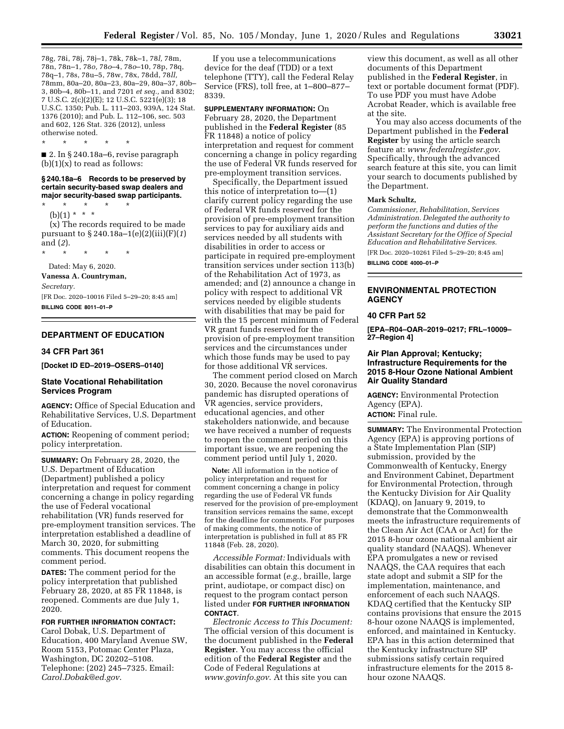78g, 78i, 78j, 78j–1, 78k, 78k–1, 78*l,* 78m, 78n, 78n–1, 78*o,* 78*o*–4, 78*o*–10, 78p, 78q, 78q–1, 78s, 78u–5, 78w, 78x, 78dd, 78*ll,* 78mm, 80a–20, 80a–23, 80a–29, 80a–37, 80b–3, 80b–4, 80b–11, and 7201 *et seq.,* and 8302; 7 U.S.C. 2(c)(2)(E); 12 U.S.C. 5221(e)(3); 18 U.S.C. 1350; Pub. L. 111–203, 939A, 124 Stat. 1376 (2010); and Pub. L. 112–106, sec. 503 and 602, 126 Stat. 326 (2012), unless otherwise noted.

\* \* \* \* \*

■ 2. In § 240.18a–6, revise paragraph (b)(1)(x) to read as follows:

**§ 240.18a–6 Records to be preserved by certain security-based swap dealers and major security-based swap participants.**

\* \* \* \* \*

(b)(1) \* \* \*

(x) The records required to be made pursuant to § 240.18a–1(e)(2)(iii)(F)(*1*) and (*2*).

\* \* \* \* \*

Dated: May 6, 2020.

**Vanessa A. Countryman,**

*Secretary.*

[FR Doc. 2020–10016 Filed 5–29–20; 8:45 am]

**BILLING CODE 8011–01–P**

## DEPARTMENT OF EDUCATION

### 34 CFR Part 361

**[Docket ID ED–2019–OSERS–0140]**

### State Vocational Rehabilitation Services Program

**AGENCY:** Office of Special Education and Rehabilitative Services, U.S. Department of Education.

**ACTION:** Reopening of comment period; policy interpretation.

**SUMMARY:** On February 28, 2020, the U.S. Department of Education (Department) published a policy interpretation and request for comment concerning a change in policy regarding the use of Federal vocational rehabilitation (VR) funds reserved for pre-employment transition services. The interpretation established a deadline of March 30, 2020, for submitting comments. This document reopens the comment period.

**DATES:** The comment period for the policy interpretation that published February 28, 2020, at 85 FR 11848, is reopened. Comments are due July 1, 2020.

**FOR FURTHER INFORMATION CONTACT:** Carol Dobak, U.S. Department of Education, 400 Maryland Avenue SW, Room 5153, Potomac Center Plaza, Washington, DC 20202–5108. Telephone: (202) 245–7325. Email: *Carol.Dobak@ed.gov*.

If you use a telecommunications device for the deaf (TDD) or a text telephone (TTY), call the Federal Relay Service (FRS), toll free, at 1–800–877–8339.

**SUPPLEMENTARY INFORMATION:** On February 28, 2020, the Department published in the **Federal Register** (85 FR 11848) a notice of policy interpretation and request for comment concerning a change in policy regarding the use of Federal VR funds reserved for pre-employment transition services.

Specifically, the Department issued this notice of interpretation to—(1) clarify current policy regarding the use of Federal VR funds reserved for the provision of pre-employment transition services to pay for auxiliary aids and services needed by all students with disabilities in order to access or participate in required pre-employment transition services under section 113(b) of the Rehabilitation Act of 1973, as amended; and (2) announce a change in policy with respect to additional VR services needed by eligible students with disabilities that may be paid for with the 15 percent minimum of Federal VR grant funds reserved for the provision of pre-employment transition services and the circumstances under which those funds may be used to pay for those additional VR services.

The comment period closed on March 30, 2020. Because the novel coronavirus pandemic has disrupted operations of VR agencies, service providers, educational agencies, and other stakeholders nationwide, and because we have received a number of requests to reopen the comment period on this important issue, we are reopening the comment period until July 1, 2020.

**Note:** All information in the notice of policy interpretation and request for comment concerning a change in policy regarding the use of Federal VR funds reserved for the provision of pre-employment transition services remains the same, except for the deadline for comments. For purposes of making comments, the notice of interpretation is published in full at 85 FR 11848 (Feb. 28, 2020).

*Accessible Format:* Individuals with disabilities can obtain this document in an accessible format (*e.g.,* braille, large print, audiotape, or compact disc) on request to the program contact person listed under **FOR FURTHER INFORMATION CONTACT**.

*Electronic Access to This Document:* The official version of this document is the document published in the **Federal Register**. You may access the official edition of the **Federal Register** and the Code of Federal Regulations at *www.govinfo.gov*. At this site you can view this document, as well as all other documents of this Department published in the **Federal Register**, in text or portable document format (PDF). To use PDF you must have Adobe Acrobat Reader, which is available free at the site.

You may also access documents of the Department published in the **Federal Register** by using the article search feature at: *www.federalregister.gov*. Specifically, through the advanced search feature at this site, you can limit your search to documents published by the Department.

**Mark Schultz,**

*Commissioner, Rehabilitation, Services Administration. Delegated the authority to perform the functions and duties of the Assistant Secretary for the Office of Special Education and Rehabilitative Services.*

[FR Doc. 2020–10261 Filed 5–29–20; 8:45 am]

**BILLING CODE 4000–01–P**

## ENVIRONMENTAL PROTECTION AGENCY

### 40 CFR Part 52

**[EPA–R04–OAR–2019–0217; FRL–10009–27–Region 4]**

### Air Plan Approval; Kentucky; Infrastructure Requirements for the 2015 8-Hour Ozone National Ambient Air Quality Standard

**AGENCY:** Environmental Protection Agency (EPA).

**ACTION:** Final rule.

**SUMMARY:** The Environmental Protection Agency (EPA) is approving portions of a State Implementation Plan (SIP) submission, provided by the Commonwealth of Kentucky, Energy and Environment Cabinet, Department for Environmental Protection, through the Kentucky Division for Air Quality (KDAQ), on January 9, 2019, to demonstrate that the Commonwealth meets the infrastructure requirements of the Clean Air Act (CAA or Act) for the 2015 8-hour ozone national ambient air quality standard (NAAQS). Whenever EPA promulgates a new or revised NAAQS, the CAA requires that each state adopt and submit a SIP for the implementation, maintenance, and enforcement of each such NAAQS. KDAQ certified that the Kentucky SIP contains provisions that ensure the 2015 8-hour ozone NAAQS is implemented, enforced, and maintained in Kentucky. EPA has in this action determined that the Kentucky infrastructure SIP submissions satisfy certain required infrastructure elements for the 2015 8-hour ozone NAAQS.